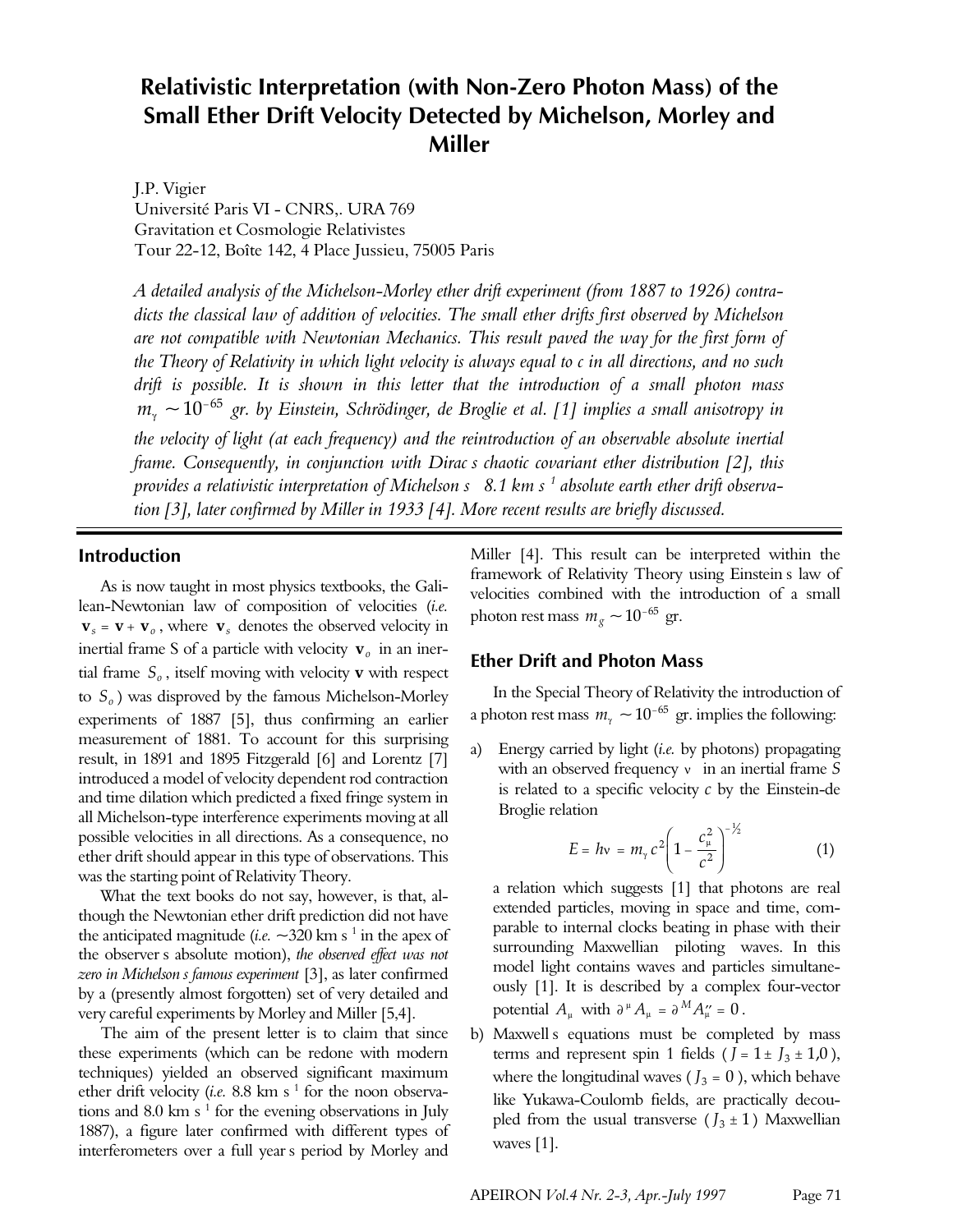# Relativistic Interpretation (with Non-Zero Photon Mass) of the Small Ether Drift Velocity Detected by Michelson, Morley and Miller

J.P. Vigier
Université Paris VI - CNRS,. URA 769
Gravitation et Cosmologie Relativistes
Tour 22-12, Boîte 142, 4 Place Jussieu, 75005 Paris

*A detailed analysis of the Michelson-Morley ether drift experiment (from 1887 to 1926) contradicts the classical law of addition of velocities. The small ether drifts first observed by Michelson are not compatible with Newtonian Mechanics. This result paved the way for the first form of the Theory of Relativity in which light velocity is always equal to c in all directions, and no such drift is possible. It is shown in this letter that the introduction of a small photon mass $m_\gamma \sim 10^{-65}$ gr. by Einstein, Schrödinger, de Broglie et al. [1] implies a small anisotropy in the velocity of light (at each frequency) and the reintroduction of an observable absolute inertial frame. Consequently, in conjunction with Dirac s chaotic covariant ether distribution [2], this provides a relativistic interpretation of Michelson s 8.1 km s $^{1}$ absolute earth ether drift observation [3], later confirmed by Miller in 1933 [4]. More recent results are briefly discussed.*

## Introduction

As is now taught in most physics textbooks, the Galilean-Newtonian law of composition of velocities (*i.e.* $\mathbf{v}_s = \mathbf{v} + \mathbf{v}_o$, where $\mathbf{v}_s$ denotes the observed velocity in inertial frame S of a particle with velocity $\mathbf{v}_o$ in an inertial frame $S_o$, itself moving with velocity $\mathbf{v}$ with respect to $S_o$) was disproved by the famous Michelson-Morley experiments of 1887 [5], thus confirming an earlier measurement of 1881. To account for this surprising result, in 1891 and 1895 Fitzgerald [6] and Lorentz [7] introduced a model of velocity dependent rod contraction and time dilation which predicted a fixed fringe system in all Michelson-type interference experiments moving at all possible velocities in all directions. As a consequence, no ether drift should appear in this type of observations. This was the starting point of Relativity Theory.

What the text books do not say, however, is that, although the Newtonian ether drift prediction did not have the anticipated magnitude (*i.e.* ~320 km s $^{1}$ in the apex of the observer s absolute motion), *the observed effect was not zero in Michelson s famous experiment* [3], as later confirmed by a (presently almost forgotten) set of very detailed and very careful experiments by Morley and Miller [5,4].

The aim of the present letter is to claim that since these experiments (which can be redone with modern techniques) yielded an observed significant maximum ether drift velocity (*i.e.* 8.8 km s $^{1}$ for the noon observations and 8.0 km s $^{1}$ for the evening observations in July 1887), a figure later confirmed with different types of interferometers over a full year s period by Morley and Miller [4]. This result can be interpreted within the framework of Relativity Theory using Einstein s law of velocities combined with the introduction of a small photon rest mass $m_g \sim 10^{-65}$ gr.

## Ether Drift and Photon Mass

In the Special Theory of Relativity the introduction of a photon rest mass $m_\gamma \sim 10^{-65}$ gr. implies the following:

a) Energy carried by light (*i.e.* by photons) propagating with an observed frequency $\nu$ in an inertial frame *S* is related to a specific velocity *c* by the Einstein-de Broglie relation

$$E = h\nu = m_\gamma c^2 \left(1 - \frac{c_\mu^2}{c^2}\right)^{-\frac{1}{2}} \tag{1}$$

a relation which suggests [1] that photons are real extended particles, moving in space and time, comparable to internal clocks beating in phase with their surrounding Maxwellian piloting waves. In this model light contains waves and particles simultaneously [1]. It is described by a complex four-vector potential $A_\mu$ with $\partial^\mu A_\mu = \partial^M A''_\mu = 0$.

b) Maxwell s equations must be completed by mass terms and represent spin 1 fields ($J = 1 \pm J_3 \pm 1{,}0$), where the longitudinal waves ($J_3 = 0$), which behave like Yukawa-Coulomb fields, are practically decoupled from the usual transverse ($J_3 \pm 1$) Maxwellian waves [1].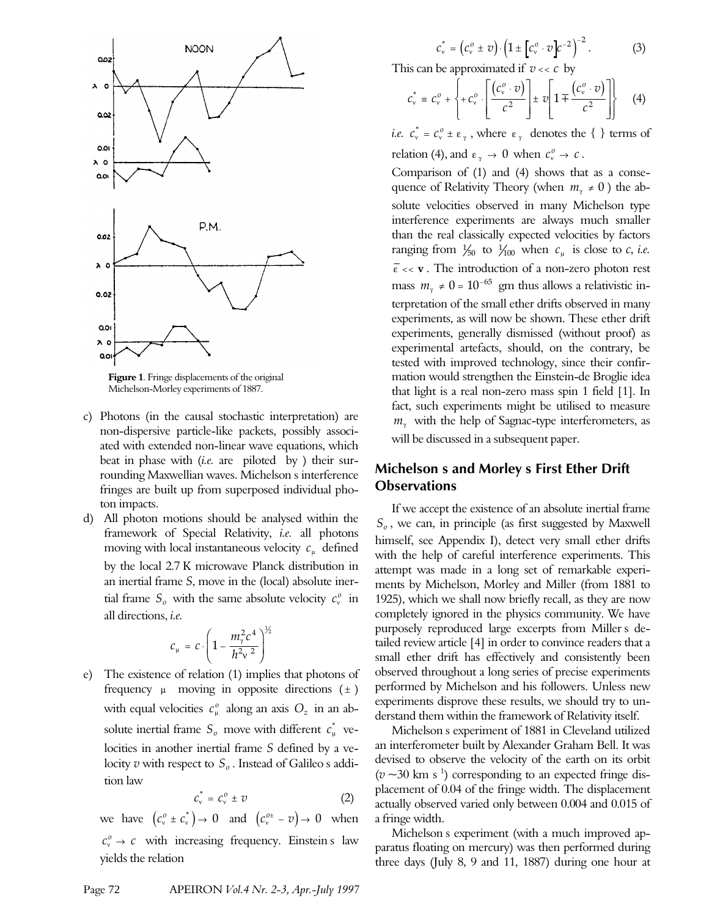Figure 1. Fringe displacements of the original Michelson-Morley experiments of 1887.

c) Photons (in the causal stochastic interpretation) are non-dispersive particle-like packets, possibly associated with extended non-linear wave equations, which beat in phase with (*i.e.* are piloted by ) their surrounding Maxwellian waves. Michelson s interference fringes are built up from superposed individual photon impacts.

d) All photon motions should be analysed within the framework of Special Relativity, *i.e.* all photons moving with local instantaneous velocity $c_\mu$ defined by the local 2.7 K microwave Planck distribution in an inertial frame *S*, move in the (local) absolute inertial frame $S_o$ with the same absolute velocity $c_\nu^o$ in all directions, *i.e.*

$$c_\mu = c \cdot \left(1 - \frac{m_\gamma^2 c^4}{h^2 \nu^2}\right)^{\frac{1}{2}}$$

e) The existence of relation (1) implies that photons of frequency $\mu$ moving in opposite directions ($\pm$) with equal velocities $c_\mu^o$ along an axis $O_z$ in an absolute inertial frame $S_o$ move with different $c_\mu^*$ velocities in another inertial frame *S* defined by a velocity *v* with respect to $S_o$. Instead of Galileo s addition law

$$c_\nu^* = c_\nu^o \pm v \qquad (2)$$

we have $\left(c_\nu^o \pm c_\nu^*\right) \to 0$ and $\left(c_\nu^{o\pm} - v\right) \to 0$ when $c_\nu^o \to c$ with increasing frequency. Einstein s law yields the relation

$$c_\nu^* = \left(c_\nu^o \pm v\right) \cdot \left(1 \pm \left[c_\nu^o \cdot v\right] c^{-2}\right)^{-2}. \qquad (3)$$

This can be approximated if $v << c$ by

$$c_\nu^* \equiv c_\nu^o + \left\{ + c_\nu^o \cdot \left[\frac{\left(c_\nu^o \cdot v\right)}{c^2}\right] \pm v \left[1 \mp \frac{\left(c_\nu^o \cdot v\right)}{c^2}\right] \right\} \qquad (4)$$

*i.e.* $c_\nu^* = c_\nu^o \pm \varepsilon_\gamma$, where $\varepsilon_\gamma$ denotes the { } terms of relation (4), and $\varepsilon_\gamma \to 0$ when $c_\nu^o \to c$.

Comparison of (1) and (4) shows that as a consequence of Relativity Theory (when $m_\gamma \neq 0$) the absolute velocities observed in many Michelson type interference experiments are always much smaller than the real classically expected velocities by factors ranging from $\frac{1}{50}$ to $\frac{1}{100}$ when $c_\mu$ is close to *c*, *i.e.* $\bar{\varepsilon} << \mathbf{v}$. The introduction of a non-zero photon rest mass $m_\gamma \neq 0 = 10^{-65}$ gm thus allows a relativistic interpretation of the small ether drifts observed in many experiments, as will now be shown. These ether drift experiments, generally dismissed (without proof) as experimental artefacts, should, on the contrary, be tested with improved technology, since their confirmation would strengthen the Einstein-de Broglie idea that light is a real non-zero mass spin 1 field [1]. In fact, such experiments might be utilised to measure $m_\gamma$ with the help of Sagnac-type interferometers, as will be discussed in a subsequent paper.

## Michelson s and Morley s First Ether Drift Observations

If we accept the existence of an absolute inertial frame $S_o$, we can, in principle (as first suggested by Maxwell himself, see Appendix I), detect very small ether drifts with the help of careful interference experiments. This attempt was made in a long set of remarkable experiments by Michelson, Morley and Miller (from 1881 to 1925), which we shall now briefly recall, as they are now completely ignored in the physics community. We have purposely reproduced large excerpts from Miller s detailed review article [4] in order to convince readers that a small ether drift has effectively and consistently been observed throughout a long series of precise experiments performed by Michelson and his followers. Unless new experiments disprove these results, we should try to understand them within the framework of Relativity itself.

Michelson s experiment of 1881 in Cleveland utilized an interferometer built by Alexander Graham Bell. It was devised to observe the velocity of the earth on its orbit ($v \sim 30$ km s$^{-1}$) corresponding to an expected fringe displacement of 0.04 of the fringe width. The displacement actually observed varied only between 0.004 and 0.015 of a fringe width.

Michelson s experiment (with a much improved apparatus floating on mercury) was then performed during three days (July 8, 9 and 11, 1887) during one hour at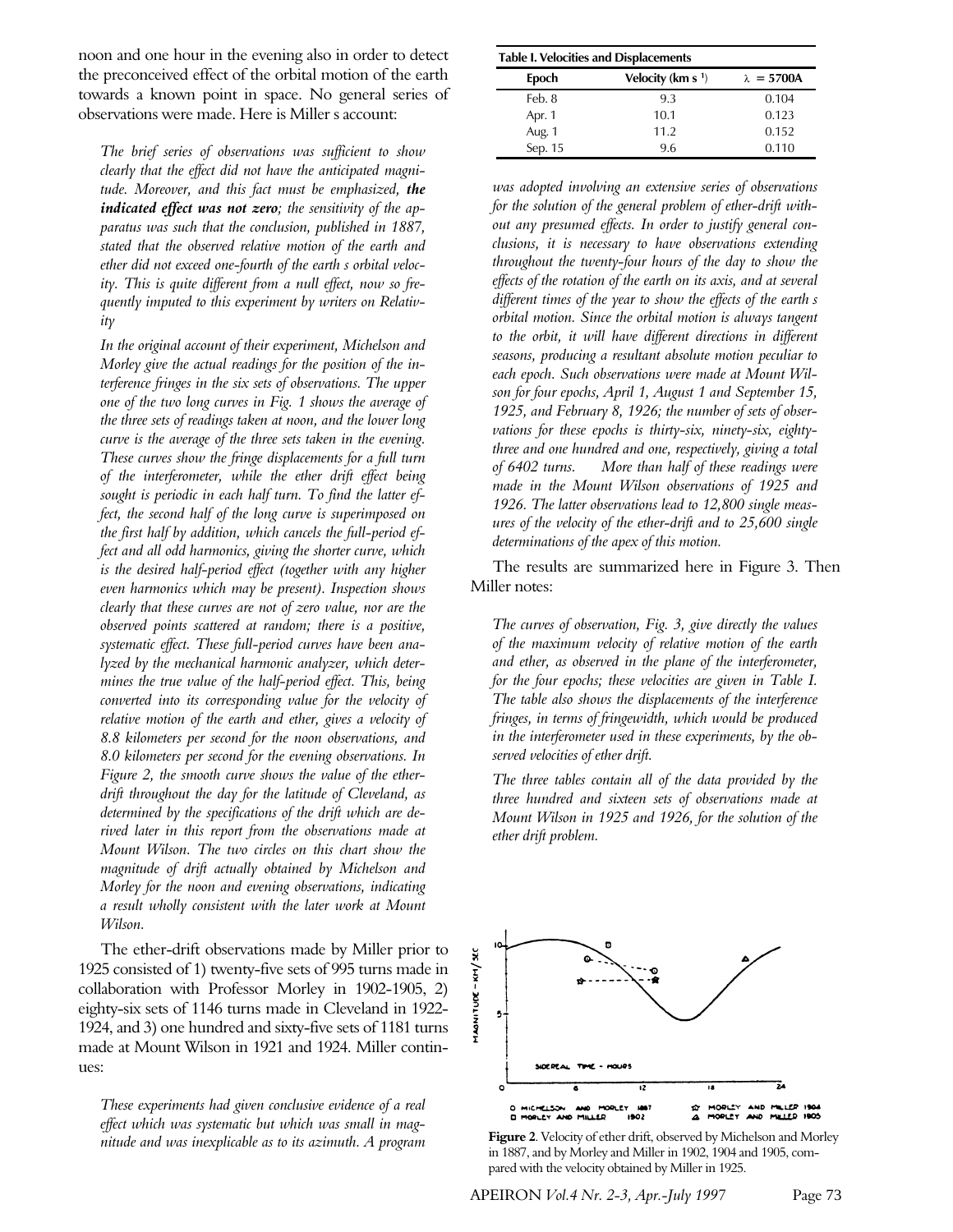noon and one hour in the evening also in order to detect the preconceived effect of the orbital motion of the earth towards a known point in space. No general series of observations were made. Here is Miller s account:

*The brief series of observations was sufficient to show clearly that the effect did not have the anticipated magnitude. Moreover, and this fact must be emphasized, **the indicated effect was not zero**; the sensitivity of the apparatus was such that the conclusion, published in 1887, stated that the observed relative motion of the earth and ether did not exceed one-fourth of the earth s orbital velocity. This is quite different from a null effect, now so frequently imputed to this experiment by writers on Relativity*

*In the original account of their experiment, Michelson and Morley give the actual readings for the position of the interference fringes in the six sets of observations. The upper one of the two long curves in Fig. 1 shows the average of the three sets of readings taken at noon, and the lower long curve is the average of the three sets taken in the evening. These curves show the fringe displacements for a full turn of the interferometer, while the ether drift effect being sought is periodic in each half turn. To find the latter effect, the second half of the long curve is superimposed on the first half by addition, which cancels the full-period effect and all odd harmonics, giving the shorter curve, which is the desired half-period effect (together with any higher even harmonics which may be present). Inspection shows clearly that these curves are not of zero value, nor are the observed points scattered at random; there is a positive, systematic effect. These full-period curves have been analyzed by the mechanical harmonic analyzer, which determines the true value of the half-period effect. This, being converted into its corresponding value for the velocity of relative motion of the earth and ether, gives a velocity of 8.8 kilometers per second for the noon observations, and 8.0 kilometers per second for the evening observations. In Figure 2, the smooth curve shows the value of the ether-drift throughout the day for the latitude of Cleveland, as determined by the specifications of the drift which are derived later in this report from the observations made at Mount Wilson. The two circles on this chart show the magnitude of drift actually obtained by Michelson and Morley for the noon and evening observations, indicating a result wholly consistent with the later work at Mount Wilson.*

The ether-drift observations made by Miller prior to 1925 consisted of 1) twenty-five sets of 995 turns made in collaboration with Professor Morley in 1902-1905, 2) eighty-six sets of 1146 turns made in Cleveland in 1922-1924, and 3) one hundred and sixty-five sets of 1181 turns made at Mount Wilson in 1921 and 1924. Miller continues:

*These experiments had given conclusive evidence of a real effect which was systematic but which was small in magnitude and was inexplicable as to its azimuth. A program was adopted involving an extensive series of observations for the solution of the general problem of ether-drift without any presumed effects. In order to justify general conclusions, it is necessary to have observations extending throughout the twenty-four hours of the day to show the effects of the rotation of the earth on its axis, and at several different times of the year to show the effects of the earth s orbital motion. Since the orbital motion is always tangent to the orbit, it will have different directions in different seasons, producing a resultant absolute motion peculiar to each epoch. Such observations were made at Mount Wilson for four epochs, April 1, August 1 and September 15, 1925, and February 8, 1926; the number of sets of observations for these epochs is thirty-six, ninety-six, eighty-three and one hundred and one, respectively, giving a total of 6402 turns. More than half of these readings were made in the Mount Wilson observations of 1925 and 1926. The latter observations lead to 12,800 single measures of the velocity of the ether-drift and to 25,600 single determinations of the apex of this motion.*

The results are summarized here in Figure 3. Then Miller notes:

*The curves of observation, Fig. 3, give directly the values of the maximum velocity of relative motion of the earth and ether, as observed in the plane of the interferometer, for the four epochs; these velocities are given in Table I. The table also shows the displacements of the interference fringes, in terms of fringewidth, which would be produced in the interferometer used in these experiments, by the observed velocities of ether drift.*

*The three tables contain all of the data provided by the three hundred and sixteen sets of observations made at Mount Wilson in 1925 and 1926, for the solution of the ether drift problem.*

**Table I. Velocities and Displacements**

| Epoch | Velocity (km s$^{-1}$) | $\lambda$ = 5700A |
|---|---|---|
| Feb. 8 | 9.3 | 0.104 |
| Apr. 1 | 10.1 | 0.123 |
| Aug. 1 | 11.2 | 0.152 |
| Sep. 15 | 9.6 | 0.110 |

**Figure 2**. Velocity of ether drift, observed by Michelson and Morley in 1887, and by Morley and Miller in 1902, 1904 and 1905, compared with the velocity obtained by Miller in 1925.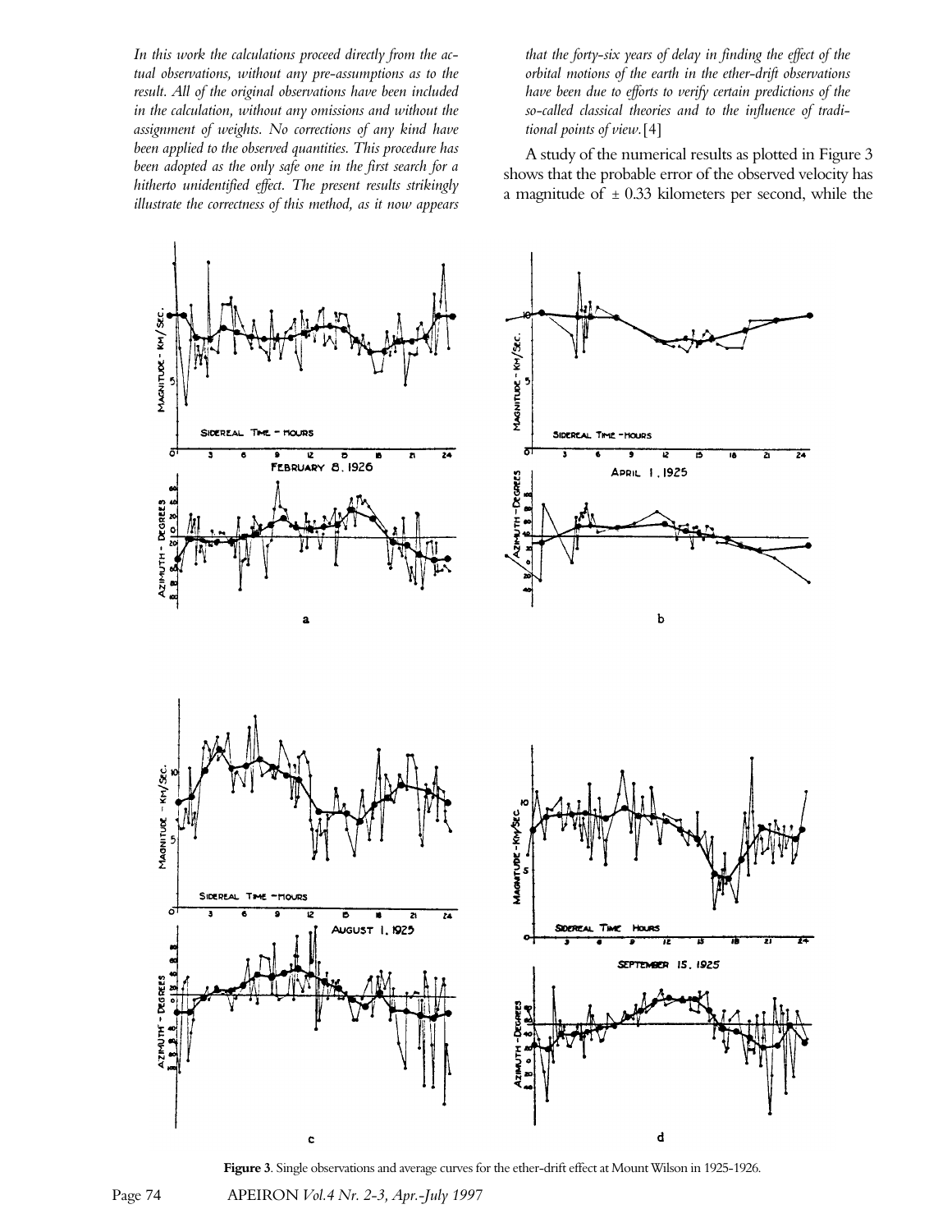*In this work the calculations proceed directly from the actual observations, without any pre-assumptions as to the result. All of the original observations have been included in the calculation, without any omissions and without the assignment of weights. No corrections of any kind have been applied to the observed quantities. This procedure has been adopted as the only safe one in the first search for a hitherto unidentified effect. The present results strikingly illustrate the correctness of this method, as it now appears that the forty-six years of delay in finding the effect of the orbital motions of the earth in the ether-drift observations have been due to efforts to verify certain predictions of the so-called classical theories and to the influence of traditional points of view.*[4]

A study of the numerical results as plotted in Figure 3 shows that the probable error of the observed velocity has a magnitude of ± 0.33 kilometers per second, while the

**Figure 3**. Single observations and average curves for the ether-drift effect at Mount Wilson in 1925-1926.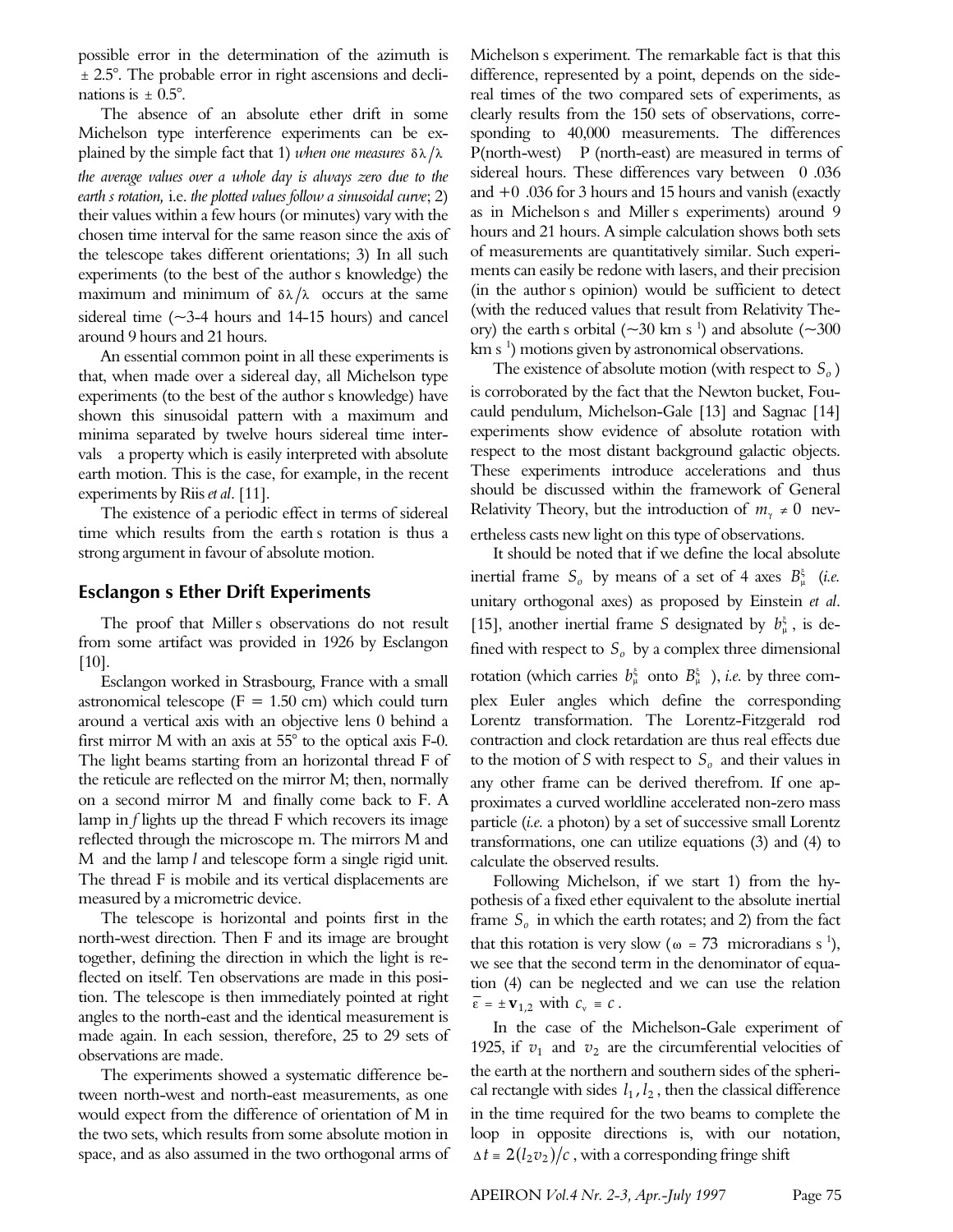possible error in the determination of the azimuth is ± 2.5°. The probable error in right ascensions and declinations is ± 0.5°.

The absence of an absolute ether drift in some Michelson type interference experiments can be explained by the simple fact that 1) *when one measures* $\delta\lambda/\lambda$ *the average values over a whole day is always zero due to the earth s rotation,* i.e. *the plotted values follow a sinusoidal curve*; 2) their values within a few hours (or minutes) vary with the chosen time interval for the same reason since the axis of the telescope takes different orientations; 3) In all such experiments (to the best of the author s knowledge) the maximum and minimum of $\delta\lambda/\lambda$ occurs at the same sidereal time (~3-4 hours and 14-15 hours) and cancel around 9 hours and 21 hours.

An essential common point in all these experiments is that, when made over a sidereal day, all Michelson type experiments (to the best of the author s knowledge) have shown this sinusoidal pattern with a maximum and minima separated by twelve hours sidereal time intervals a property which is easily interpreted with absolute earth motion. This is the case, for example, in the recent experiments by Riis *et al*. [11].

The existence of a periodic effect in terms of sidereal time which results from the earth s rotation is thus a strong argument in favour of absolute motion.

## Esclangon s Ether Drift Experiments

The proof that Miller s observations do not result from some artifact was provided in 1926 by Esclangon [10].

Esclangon worked in Strasbourg, France with a small astronomical telescope (F = 1.50 cm) which could turn around a vertical axis with an objective lens 0 behind a first mirror M with an axis at 55° to the optical axis F-0. The light beams starting from an horizontal thread F of the reticule are reflected on the mirror M; then, normally on a second mirror M and finally come back to F. A lamp in *f* lights up the thread F which recovers its image reflected through the microscope m. The mirrors M and M and the lamp *l* and telescope form a single rigid unit. The thread F is mobile and its vertical displacements are measured by a micrometric device.

The telescope is horizontal and points first in the north-west direction. Then F and its image are brought together, defining the direction in which the light is reflected on itself. Ten observations are made in this position. The telescope is then immediately pointed at right angles to the north-east and the identical measurement is made again. In each session, therefore, 25 to 29 sets of observations are made.

The experiments showed a systematic difference between north-west and north-east measurements, as one would expect from the difference of orientation of M in the two sets, which results from some absolute motion in space, and as also assumed in the two orthogonal arms of Michelson s experiment. The remarkable fact is that this difference, represented by a point, depends on the sidereal times of the two compared sets of experiments, as clearly results from the 150 sets of observations, corresponding to 40,000 measurements. The differences P(north-west) P (north-east) are measured in terms of sidereal hours. These differences vary between 0 .036 and +0 .036 for 3 hours and 15 hours and vanish (exactly as in Michelson s and Miller s experiments) around 9 hours and 21 hours. A simple calculation shows both sets of measurements are quantitatively similar. Such experiments can easily be redone with lasers, and their precision (in the author s opinion) would be sufficient to detect (with the reduced values that result from Relativity Theory) the earth s orbital (~30 km s $^{1}$) and absolute (~300 km s $^{1}$) motions given by astronomical observations.

The existence of absolute motion (with respect to $S_o$) is corroborated by the fact that the Newton bucket, Foucauld pendulum, Michelson-Gale [13] and Sagnac [14] experiments show evidence of absolute rotation with respect to the most distant background galactic objects. These experiments introduce accelerations and thus should be discussed within the framework of General Relativity Theory, but the introduction of $m_\gamma \neq 0$ nevertheless casts new light on this type of observations.

It should be noted that if we define the local absolute inertial frame $S_o$ by means of a set of 4 axes $B^\xi_\mu$ (*i.e.* unitary orthogonal axes) as proposed by Einstein *et al*. [15], another inertial frame *S* designated by $b^\xi_\mu$, is defined with respect to $S_o$ by a complex three dimensional rotation (which carries $b^\xi_\mu$ onto $B^\xi_\mu$ ), *i.e.* by three complex Euler angles which define the corresponding Lorentz transformation. The Lorentz-Fitzgerald rod contraction and clock retardation are thus real effects due to the motion of *S* with respect to $S_o$ and their values in any other frame can be derived therefrom. If one approximates a curved worldline accelerated non-zero mass particle (*i.e.* a photon) by a set of successive small Lorentz transformations, one can utilize equations (3) and (4) to calculate the observed results.

Following Michelson, if we start 1) from the hypothesis of a fixed ether equivalent to the absolute inertial frame $S_o$ in which the earth rotates; and 2) from the fact that this rotation is very slow ($\omega = 73$ microradians s $^{1}$), we see that the second term in the denominator of equation (4) can be neglected and we can use the relation $\bar{\varepsilon} = \pm \mathbf{v}_{1,2}$ with $c_v \equiv c$.

In the case of the Michelson-Gale experiment of 1925, if $v_1$ and $v_2$ are the circumferential velocities of the earth at the northern and southern sides of the spherical rectangle with sides $l_1, l_2$, then the classical difference in the time required for the two beams to complete the loop in opposite directions is, with our notation, $\Delta t = 2(l_2 v_2)/c$, with a corresponding fringe shift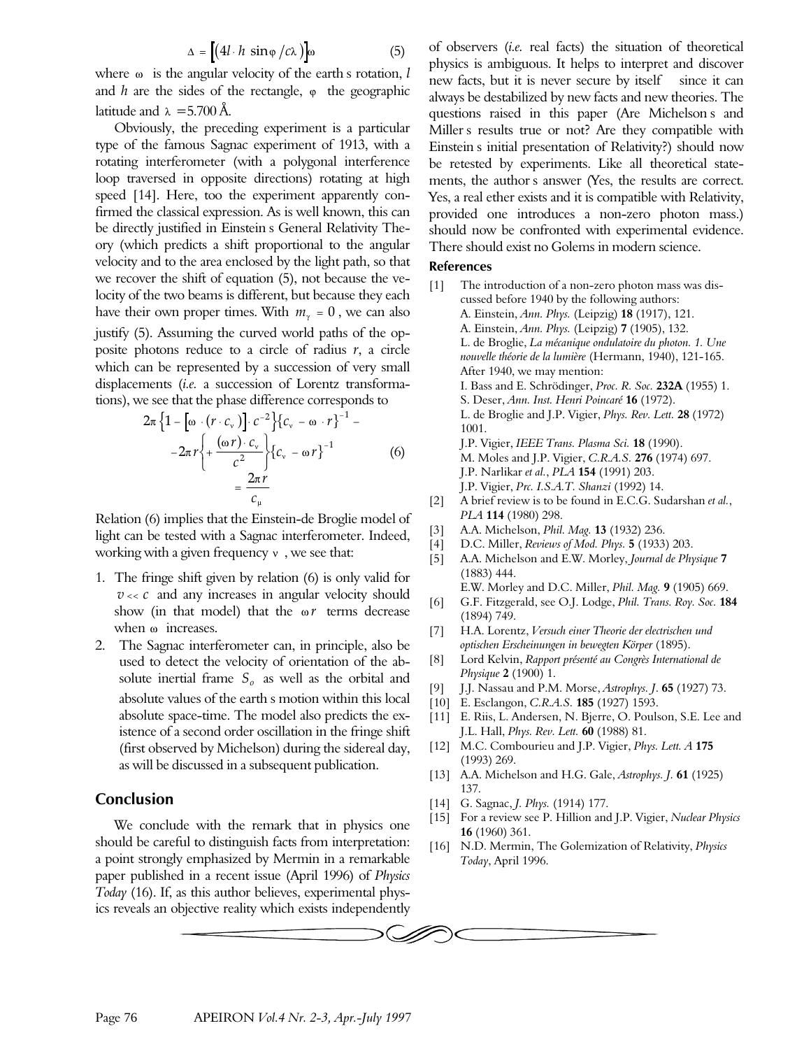$$\Delta = \left[ (4l \cdot h \, \sin\varphi / c\lambda) \right] \omega \qquad (5)$$

where $\omega$ is the angular velocity of the earth s rotation, $l$ and $h$ are the sides of the rectangle, $\varphi$ the geographic latitude and $\lambda$ =5.700 Å.

Obviously, the preceding experiment is a particular type of the famous Sagnac experiment of 1913, with a rotating interferometer (with a polygonal interference loop traversed in opposite directions) rotating at high speed [14]. Here, too the experiment apparently confirmed the classical expression. As is well known, this can be directly justified in Einstein s General Relativity Theory (which predicts a shift proportional to the angular velocity and to the area enclosed by the light path, so that we recover the shift of equation (5), not because the velocity of the two beams is different, but because they each have their own proper times. With $m_\gamma = 0$, we can also justify (5). Assuming the curved world paths of the opposite photons reduce to a circle of radius $r$, a circle which can be represented by a succession of very small displacements (*i.e.* a succession of Lorentz transformations), we see that the phase difference corresponds to

$$\begin{aligned} 2\pi \left\{ 1 - \left[ \omega \cdot (r \cdot c_v) \right] \cdot c^{-2} \right\} \left\{ c_v - \omega \cdot r \right\}^{-1} - \\ - 2\pi r \left\{ + \frac{(\omega r) \cdot c_v}{c^2} \right\} \left\{ c_v - \omega r \right\}^{-1} \\ = \frac{2\pi r}{c_\mu} \end{aligned} \qquad (6)$$

Relation (6) implies that the Einstein-de Broglie model of light can be tested with a Sagnac interferometer. Indeed, working with a given frequency $\nu$, we see that:

1. The fringe shift given by relation (6) is only valid for $v << c$ and any increases in angular velocity should show (in that model) that the $\omega r$ terms decrease when $\omega$ increases.
2. The Sagnac interferometer can, in principle, also be used to detect the velocity of orientation of the absolute inertial frame $S_o$ as well as the orbital and absolute values of the earth s motion within this local absolute space-time. The model also predicts the existence of a second order oscillation in the fringe shift (first observed by Michelson) during the sidereal day, as will be discussed in a subsequent publication.

## Conclusion

We conclude with the remark that in physics one should be careful to distinguish facts from interpretation: a point strongly emphasized by Mermin in a remarkable paper published in a recent issue (April 1996) of *Physics Today* (16). If, as this author believes, experimental physics reveals an objective reality which exists independently of observers (*i.e.* real facts) the situation of theoretical physics is ambiguous. It helps to interpret and discover new facts, but it is never secure by itself since it can always be destabilized by new facts and new theories. The questions raised in this paper (Are Michelson s and Miller s results true or not? Are they compatible with Einstein s initial presentation of Relativity?) should now be retested by experiments. Like all theoretical statements, the author s answer (Yes, the results are correct. Yes, a real ether exists and it is compatible with Relativity, provided one introduces a non-zero photon mass.) should now be confronted with experimental evidence. There should exist no Golems in modern science.

### References

[1] The introduction of a non-zero photon mass was discussed before 1940 by the following authors:
A. Einstein, *Ann. Phys.* (Leipzig) **18** (1917), 121.
A. Einstein, *Ann. Phys.* (Leipzig) **7** (1905), 132.
L. de Broglie, *La mécanique ondulatoire du photon. 1. Une nouvelle théorie de la lumière* (Hermann, 1940), 121-165.
After 1940, we may mention:
I. Bass and E. Schrödinger, *Proc. R. Soc.* **232A** (1955) 1.
S. Deser, *Ann. Inst. Henri Poincaré* **16** (1972).
L. de Broglie and J.P. Vigier, *Phys. Rev. Lett.* **28** (1972) 1001.
J.P. Vigier, *IEEE Trans. Plasma Sci.* **18** (1990).
M. Moles and J.P. Vigier, *C.R.A.S.* **276** (1974) 697.
J.P. Narlikar *et al.*, *PLA* **154** (1991) 203.
J.P. Vigier, *Prc. I.S.A.T. Shanzi* (1992) 14.

[2] A brief review is to be found in E.C.G. Sudarshan *et al.*, *PLA* **114** (1980) 298.

[3] A.A. Michelson, *Phil. Mag.* **13** (1932) 236.

[4] D.C. Miller, *Reviews of Mod. Phys.* **5** (1933) 203.

[5] A.A. Michelson and E.W. Morley, *Journal de Physique* **7** (1883) 444.
E.W. Morley and D.C. Miller, *Phil. Mag.* **9** (1905) 669.

[6] G.F. Fitzgerald, see O.J. Lodge, *Phil. Trans. Roy. Soc.* **184** (1894) 749.

[7] H.A. Lorentz, *Versuch einer Theorie der electrischen und optischen Erscheinungen in bewegten Körper* (1895).

[8] Lord Kelvin, *Rapport présenté au Congrès International de Physique* **2** (1900) 1.

[9] J.J. Nassau and P.M. Morse, *Astrophys. J.* **65** (1927) 73.

[10] E. Esclangon, *C.R.A.S.* **185** (1927) 1593.

[11] E. Riis, L. Andersen, N. Bjerre, O. Poulson, S.E. Lee and J.L. Hall, *Phys. Rev. Lett.* **60** (1988) 81.

[12] M.C. Combourieu and J.P. Vigier, *Phys. Lett. A* **175** (1993) 269.

[13] A.A. Michelson and H.G. Gale, *Astrophys. J.* **61** (1925) 137.

[14] G. Sagnac, *J. Phys.* (1914) 177.

[15] For a review see P. Hillion and J.P. Vigier, *Nuclear Physics* **16** (1960) 361.

[16] N.D. Mermin, The Golemization of Relativity, *Physics Today*, April 1996.